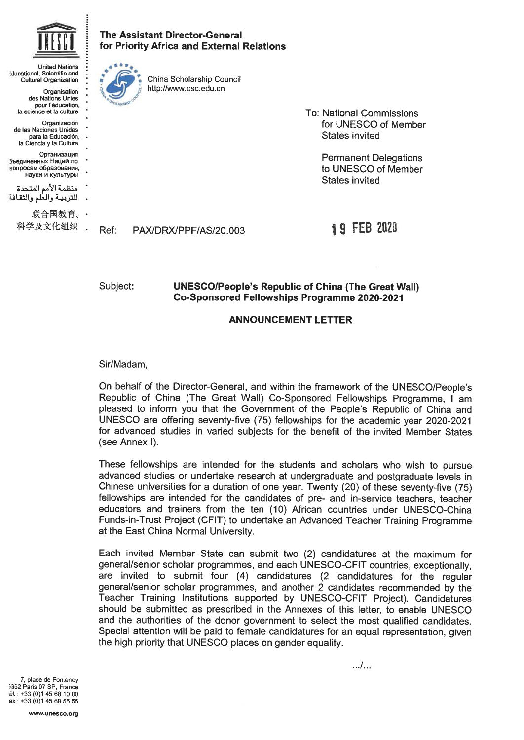United Nations Educational, Scientific and Cultural Organization

Organisation des Nations Unies pour l'éducation, la science et la culture

Organización de las Naciones Unidas para la Educación, la Ciencia y la Cultura

Организация Объединенных Наций по вопросам образования, науки и культуры

منظمة الأمم المتحدة للتربية والعلم والثقافة

联合国教育、科学及文化组织

**The Assistant Director-General for Priority Africa and External Relations**

China Scholarship Council
http://www.csc.edu.cn

To: National Commissions for UNESCO of Member States invited

Permanent Delegations to UNESCO of Member States invited

Ref: PAX/DRX/PPF/AS/20.003

19 FEB 2020

Subject: **UNESCO/People's Republic of China (The Great Wall) Co-Sponsored Fellowships Programme 2020-2021**

**ANNOUNCEMENT LETTER**

Sir/Madam,

On behalf of the Director-General, and within the framework of the UNESCO/People's Republic of China (The Great Wall) Co-Sponsored Fellowships Programme, I am pleased to inform you that the Government of the People's Republic of China and UNESCO are offering seventy-five (75) fellowships for the academic year 2020-2021 for advanced studies in varied subjects for the benefit of the invited Member States (see Annex I).

These fellowships are intended for the students and scholars who wish to pursue advanced studies or undertake research at undergraduate and postgraduate levels in Chinese universities for a duration of one year. Twenty (20) of these seventy-five (75) fellowships are intended for the candidates of pre- and in-service teachers, teacher educators and trainers from the ten (10) African countries under UNESCO-China Funds-in-Trust Project (CFIT) to undertake an Advanced Teacher Training Programme at the East China Normal University.

Each invited Member State can submit two (2) candidatures at the maximum for general/senior scholar programmes, and each UNESCO-CFIT countries, exceptionally, are invited to submit four (4) candidatures (2 candidatures for the regular general/senior scholar programmes, and another 2 candidates recommended by the Teacher Training Institutions supported by UNESCO-CFIT Project). Candidatures should be submitted as prescribed in the Annexes of this letter, to enable UNESCO and the authorities of the donor government to select the most qualified candidates. Special attention will be paid to female candidatures for an equal representation, given the high priority that UNESCO places on gender equality.

.../...

7, place de Fontenoy
75352 Paris 07 SP, France
Tél. : +33 (0)1 45 68 10 00
Fax : +33 (0)1 45 68 55 55

www.unesco.org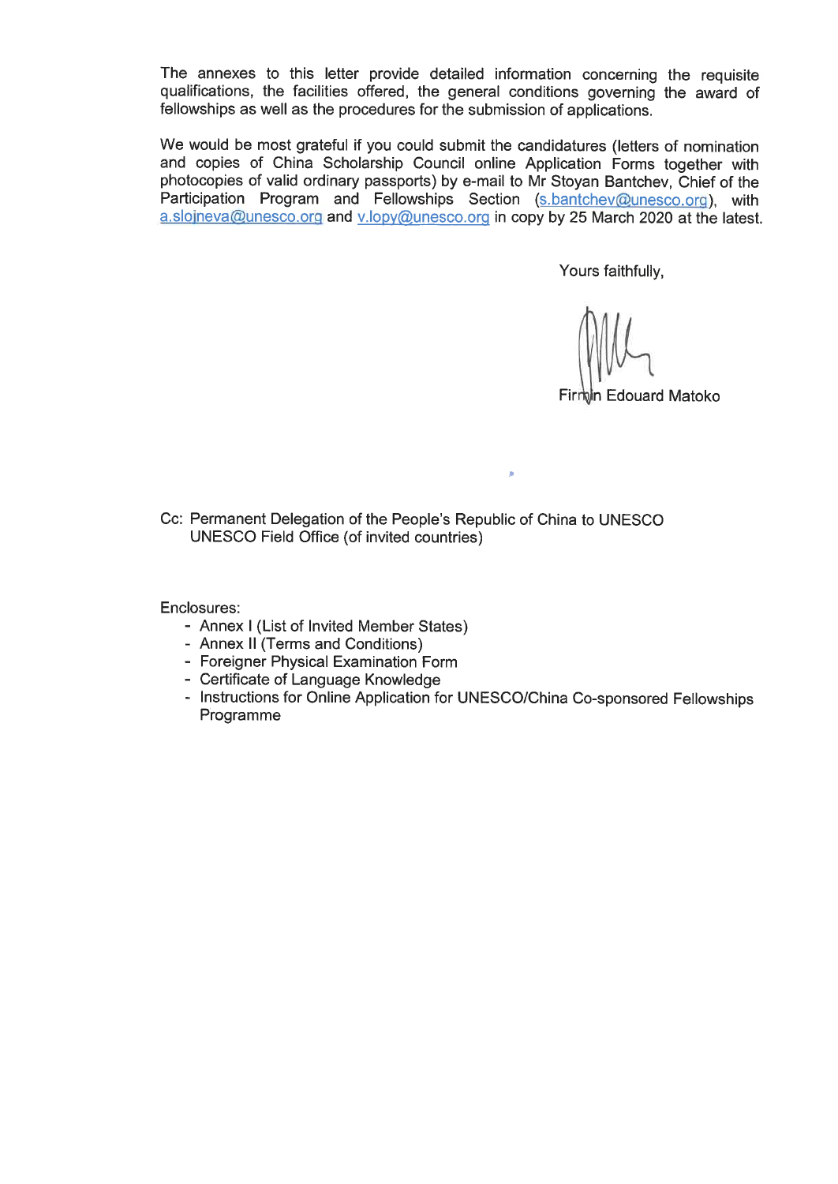The annexes to this letter provide detailed information concerning the requisite qualifications, the facilities offered, the general conditions governing the award of fellowships as well as the procedures for the submission of applications.

We would be most grateful if you could submit the candidatures (letters of nomination and copies of China Scholarship Council online Application Forms together with photocopies of valid ordinary passports) by e-mail to Mr Stoyan Bantchev, Chief of the Participation Program and Fellowships Section (s.bantchev@unesco.org), with a.slojneva@unesco.org and v.lopy@unesco.org in copy by 25 March 2020 at the latest.

Yours faithfully,

Firmin Edouard Matoko

Cc: Permanent Delegation of the People's Republic of China to UNESCO
UNESCO Field Office (of invited countries)

Enclosures:

- Annex I (List of Invited Member States)
- Annex II (Terms and Conditions)
- Foreigner Physical Examination Form
- Certificate of Language Knowledge
- Instructions for Online Application for UNESCO/China Co-sponsored Fellowships Programme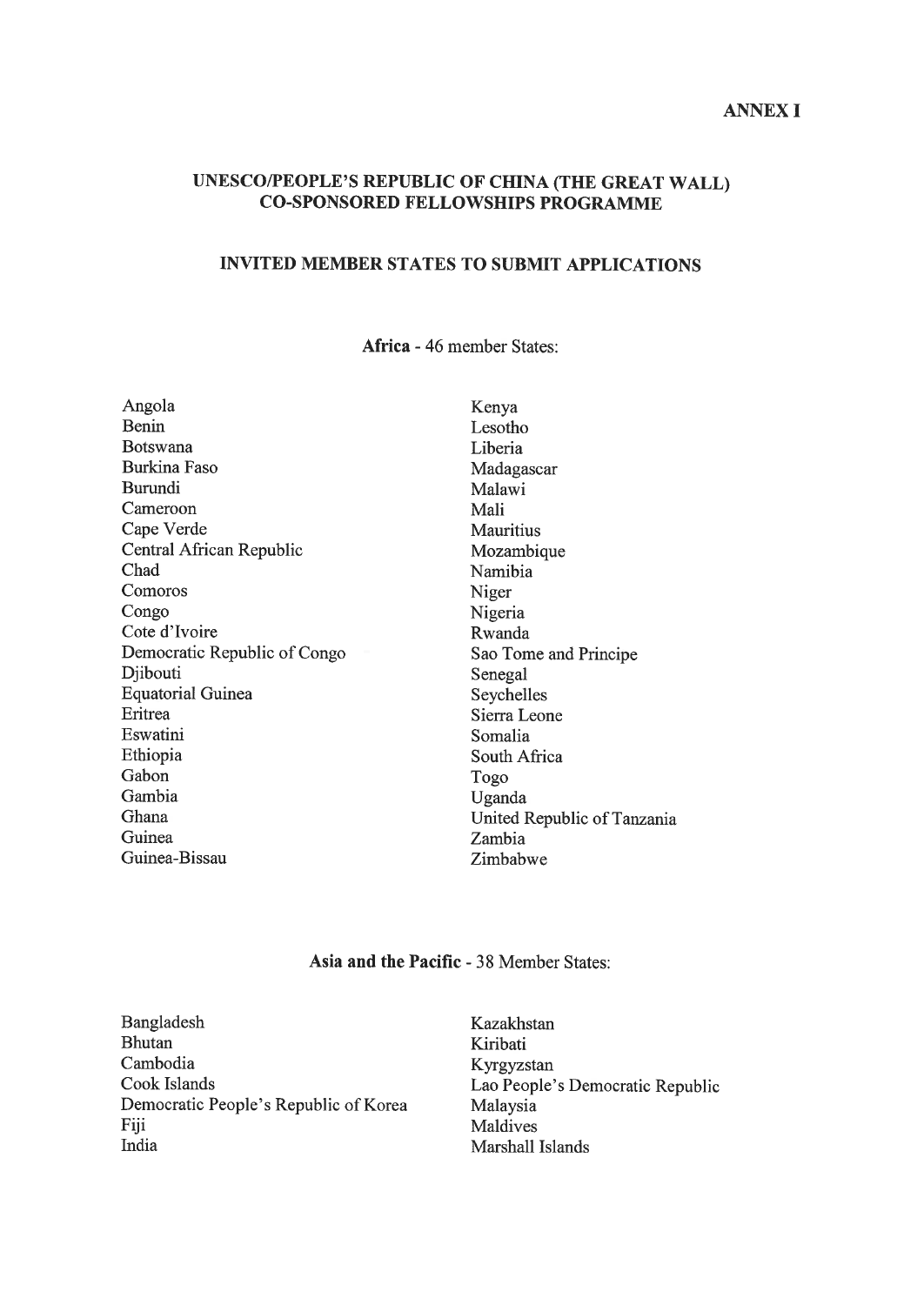**ANNEX I**

## UNESCO/PEOPLE'S REPUBLIC OF CHINA (THE GREAT WALL) CO-SPONSORED FELLOWSHIPS PROGRAMME

## INVITED MEMBER STATES TO SUBMIT APPLICATIONS

**Africa** - 46 member States:

Angola
Benin
Botswana
Burkina Faso
Burundi
Cameroon
Cape Verde
Central African Republic
Chad
Comoros
Congo
Cote d'Ivoire
Democratic Republic of Congo
Djibouti
Equatorial Guinea
Eritrea
Eswatini
Ethiopia
Gabon
Gambia
Ghana
Guinea
Guinea-Bissau
Kenya
Lesotho
Liberia
Madagascar
Malawi
Mali
Mauritius
Mozambique
Namibia
Niger
Nigeria
Rwanda
Sao Tome and Principe
Senegal
Seychelles
Sierra Leone
Somalia
South Africa
Togo
Uganda
United Republic of Tanzania
Zambia
Zimbabwe

**Asia and the Pacific** - 38 Member States:

Bangladesh
Bhutan
Cambodia
Cook Islands
Democratic People's Republic of Korea
Fiji
India
Kazakhstan
Kiribati
Kyrgyzstan
Lao People's Democratic Republic
Malaysia
Maldives
Marshall Islands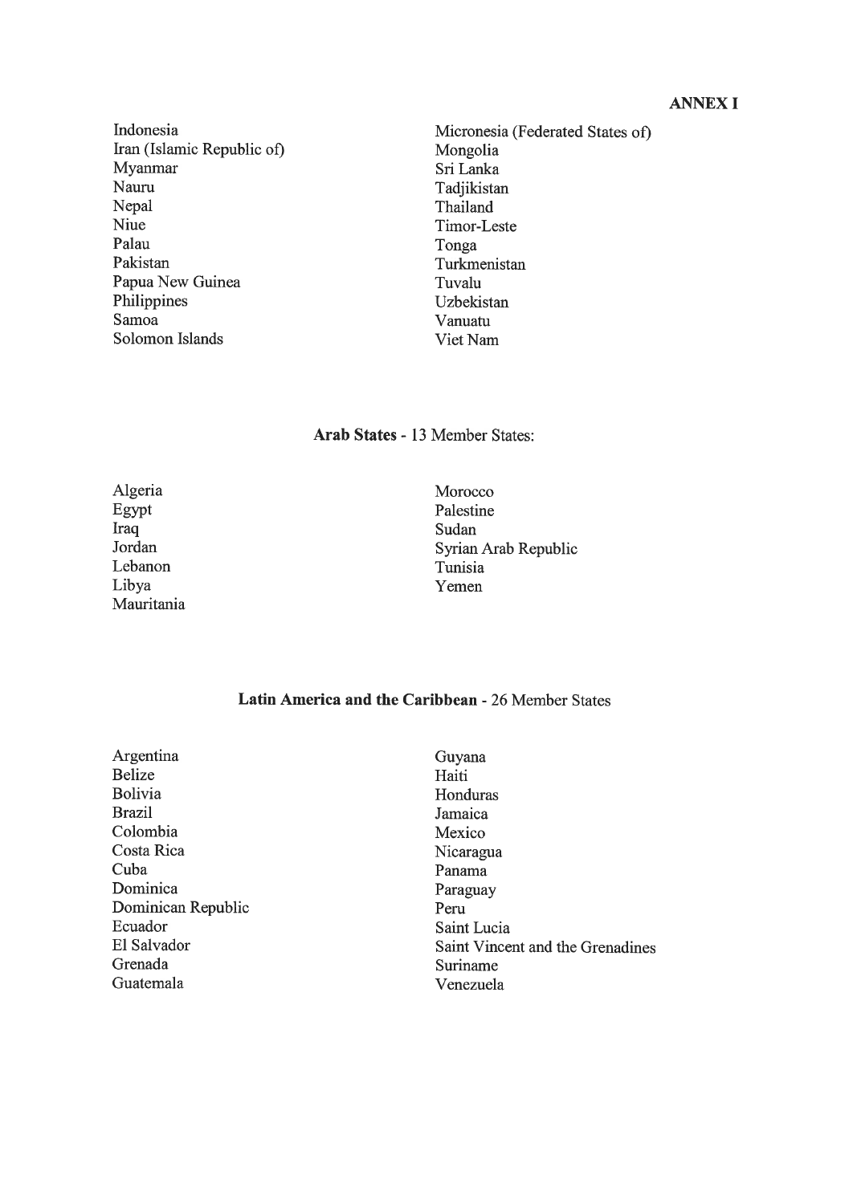**ANNEX I**

Indonesia
Iran (Islamic Republic of)
Myanmar
Nauru
Nepal
Niue
Palau
Pakistan
Papua New Guinea
Philippines
Samoa
Solomon Islands
Micronesia (Federated States of)
Mongolia
Sri Lanka
Tadjikistan
Thailand
Timor-Leste
Tonga
Turkmenistan
Tuvalu
Uzbekistan
Vanuatu
Viet Nam

**Arab States** - 13 Member States:

Algeria
Egypt
Iraq
Jordan
Lebanon
Libya
Mauritania
Morocco
Palestine
Sudan
Syrian Arab Republic
Tunisia
Yemen

**Latin America and the Caribbean** - 26 Member States

Argentina
Belize
Bolivia
Brazil
Colombia
Costa Rica
Cuba
Dominica
Dominican Republic
Ecuador
El Salvador
Grenada
Guatemala
Guyana
Haiti
Honduras
Jamaica
Mexico
Nicaragua
Panama
Paraguay
Peru
Saint Lucia
Saint Vincent and the Grenadines
Suriname
Venezuela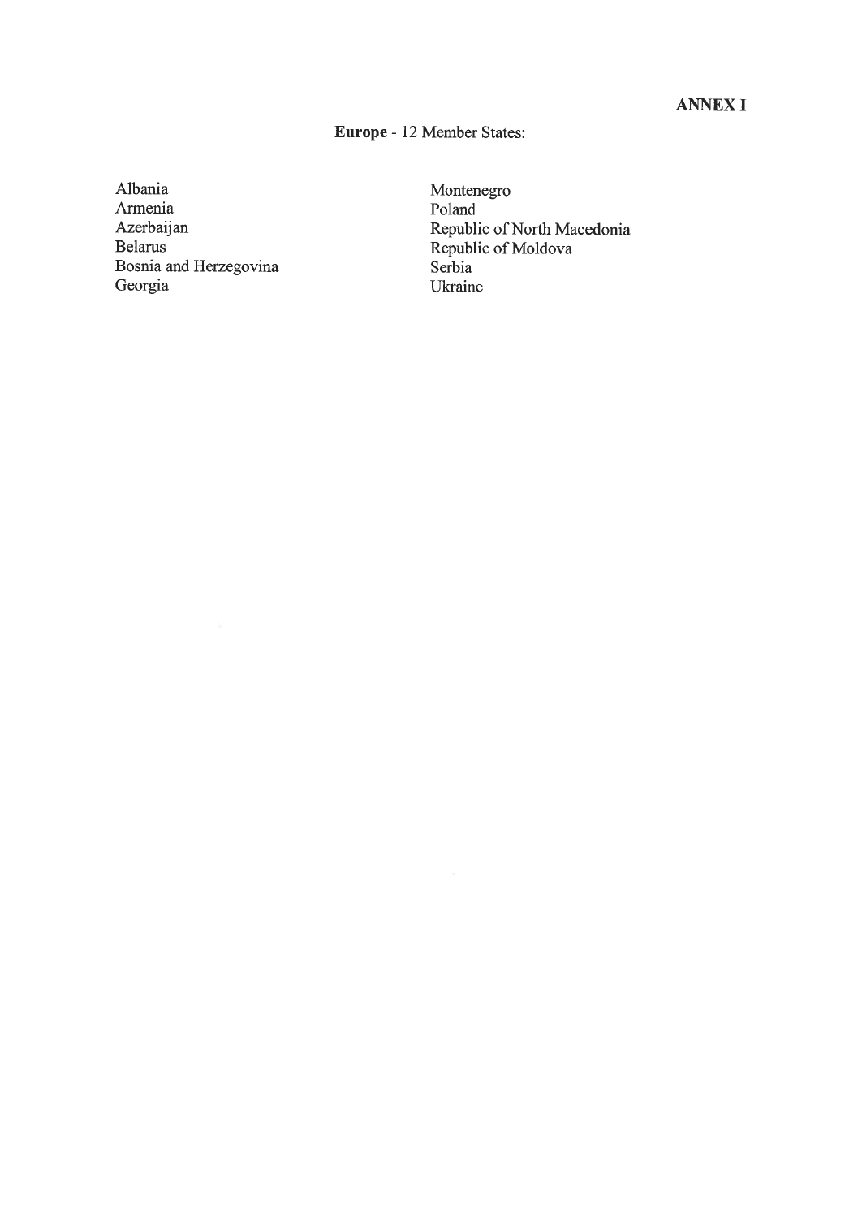**ANNEX I**

**Europe** - 12 Member States:

Albania
Armenia
Azerbaijan
Belarus
Bosnia and Herzegovina
Georgia
Montenegro
Poland
Republic of North Macedonia
Republic of Moldova
Serbia
Ukraine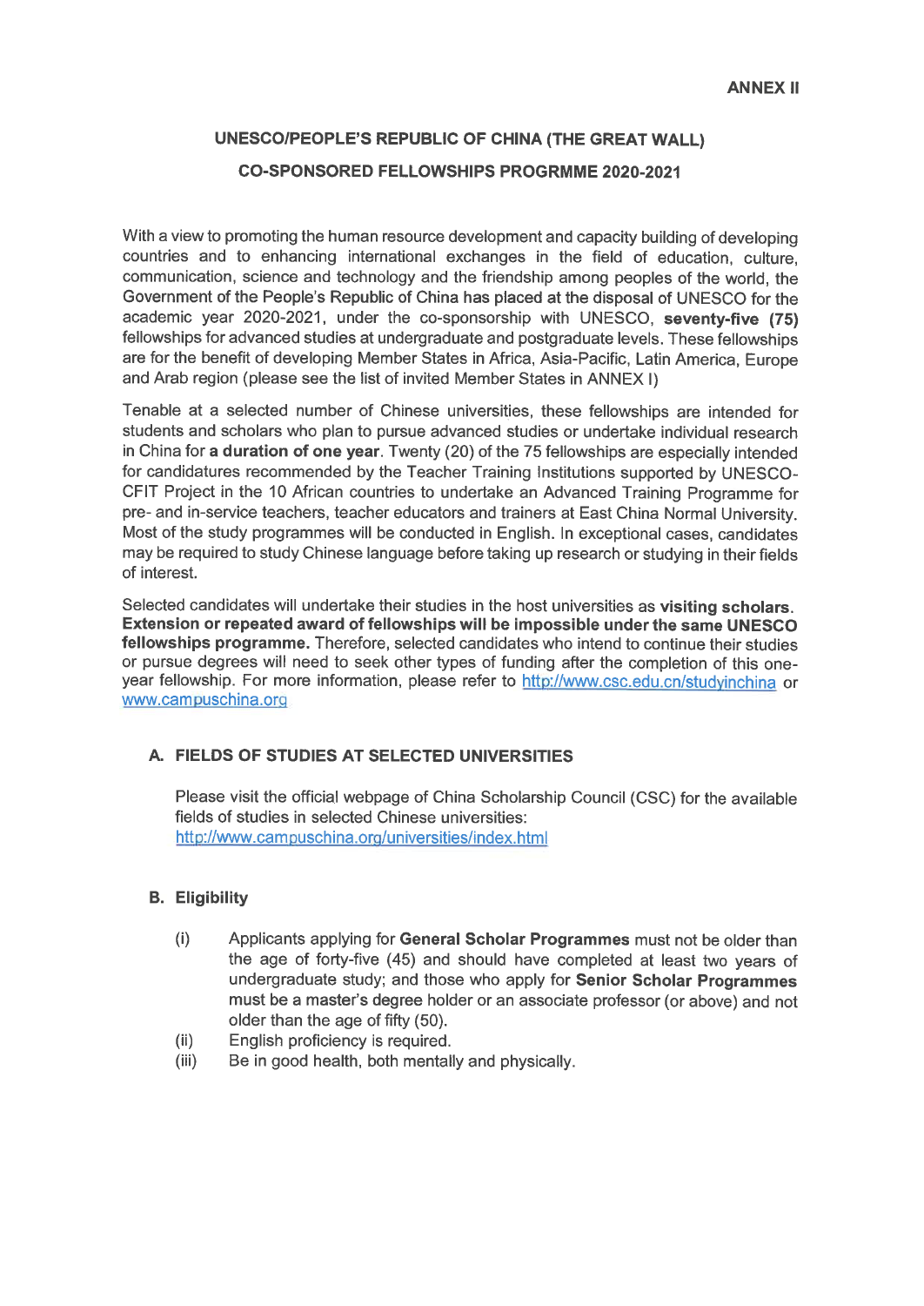**ANNEX II**

## UNESCO/PEOPLE'S REPUBLIC OF CHINA (THE GREAT WALL) CO-SPONSORED FELLOWSHIPS PROGRMME 2020-2021

With a view to promoting the human resource development and capacity building of developing countries and to enhancing international exchanges in the field of education, culture, communication, science and technology and the friendship among peoples of the world, the Government of the People's Republic of China has placed at the disposal of UNESCO for the academic year 2020-2021, under the co-sponsorship with UNESCO, **seventy-five (75)** fellowships for advanced studies at undergraduate and postgraduate levels. These fellowships are for the benefit of developing Member States in Africa, Asia-Pacific, Latin America, Europe and Arab region (please see the list of invited Member States in ANNEX I)

Tenable at a selected number of Chinese universities, these fellowships are intended for students and scholars who plan to pursue advanced studies or undertake individual research in China for **a duration of one year**. Twenty (20) of the 75 fellowships are especially intended for candidatures recommended by the Teacher Training Institutions supported by UNESCO-CFIT Project in the 10 African countries to undertake an Advanced Training Programme for pre- and in-service teachers, teacher educators and trainers at East China Normal University. Most of the study programmes will be conducted in English. In exceptional cases, candidates may be required to study Chinese language before taking up research or studying in their fields of interest.

Selected candidates will undertake their studies in the host universities as **visiting scholars**. **Extension or repeated award of fellowships will be impossible under the same UNESCO fellowships programme.** Therefore, selected candidates who intend to continue their studies or pursue degrees will need to seek other types of funding after the completion of this one-year fellowship. For more information, please refer to http://www.csc.edu.cn/studyinchina or www.campuschina.org

### A. FIELDS OF STUDIES AT SELECTED UNIVERSITIES

Please visit the official webpage of China Scholarship Council (CSC) for the available fields of studies in selected Chinese universities: http://www.campuschina.org/universities/index.html

### B. Eligibility

(i) Applicants applying for **General Scholar Programmes** must not be older than the age of forty-five (45) and should have completed at least two years of undergraduate study; and those who apply for **Senior Scholar Programmes** must be a master's degree holder or an associate professor (or above) and not older than the age of fifty (50).

(ii) English proficiency is required.

(iii) Be in good health, both mentally and physically.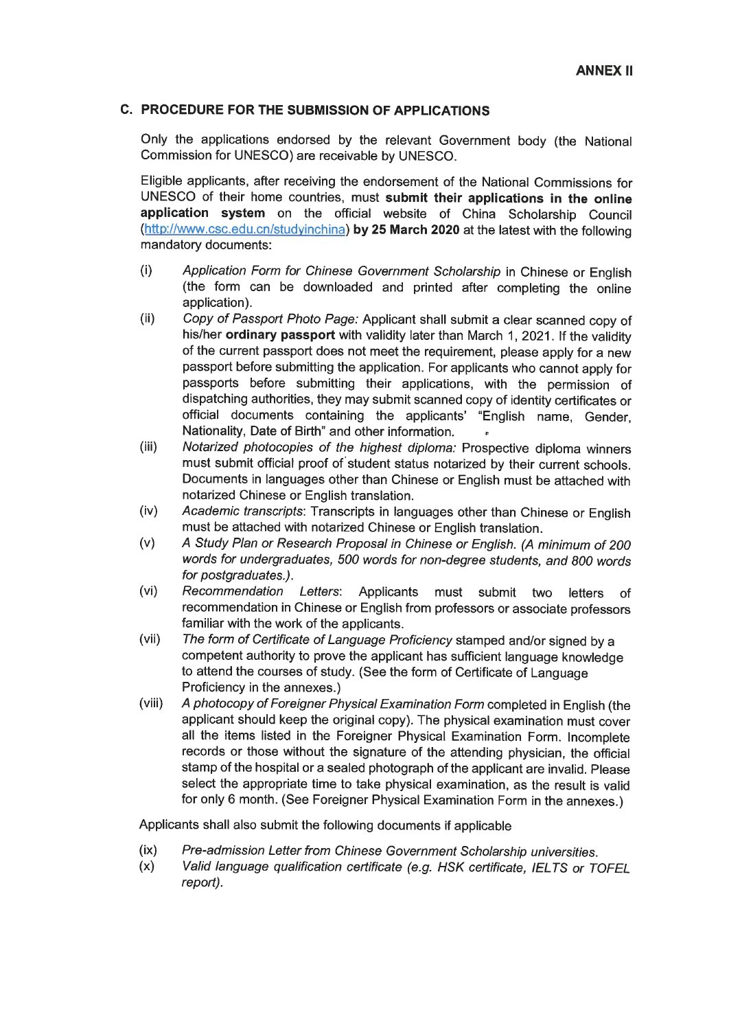**ANNEX II**

## C. PROCEDURE FOR THE SUBMISSION OF APPLICATIONS

Only the applications endorsed by the relevant Government body (the National Commission for UNESCO) are receivable by UNESCO.

Eligible applicants, after receiving the endorsement of the National Commissions for UNESCO of their home countries, must **submit their applications in the online application system** on the official website of China Scholarship Council (http://www.csc.edu.cn/studyinchina) **by 25 March 2020** at the latest with the following mandatory documents:

(i) *Application Form for Chinese Government Scholarship* in Chinese or English (the form can be downloaded and printed after completing the online application).

(ii) *Copy of Passport Photo Page:* Applicant shall submit a clear scanned copy of his/her **ordinary passport** with validity later than March 1, 2021. If the validity of the current passport does not meet the requirement, please apply for a new passport before submitting the application. For applicants who cannot apply for passports before submitting their applications, with the permission of dispatching authorities, they may submit scanned copy of identity certificates or official documents containing the applicants' "English name, Gender, Nationality, Date of Birth" and other information.

(iii) *Notarized photocopies of the highest diploma:* Prospective diploma winners must submit official proof of student status notarized by their current schools. Documents in languages other than Chinese or English must be attached with notarized Chinese or English translation.

(iv) *Academic transcripts*: Transcripts in languages other than Chinese or English must be attached with notarized Chinese or English translation.

(v) *A Study Plan or Research Proposal in Chinese or English. (A minimum of 200 words for undergraduates, 500 words for non-degree students, and 800 words for postgraduates.).*

(vi) *Recommendation Letters*: Applicants must submit two letters of recommendation in Chinese or English from professors or associate professors familiar with the work of the applicants.

(vii) *The form of Certificate of Language Proficiency* stamped and/or signed by a competent authority to prove the applicant has sufficient language knowledge to attend the courses of study. (See the form of Certificate of Language Proficiency in the annexes.)

(viii) *A photocopy of Foreigner Physical Examination Form* completed in English (the applicant should keep the original copy). The physical examination must cover all the items listed in the Foreigner Physical Examination Form. Incomplete records or those without the signature of the attending physician, the official stamp of the hospital or a sealed photograph of the applicant are invalid. Please select the appropriate time to take physical examination, as the result is valid for only 6 month. (See Foreigner Physical Examination Form in the annexes.)

Applicants shall also submit the following documents if applicable

(ix) *Pre-admission Letter from Chinese Government Scholarship universities.*

(x) *Valid language qualification certificate (e.g. HSK certificate, IELTS or TOFEL report).*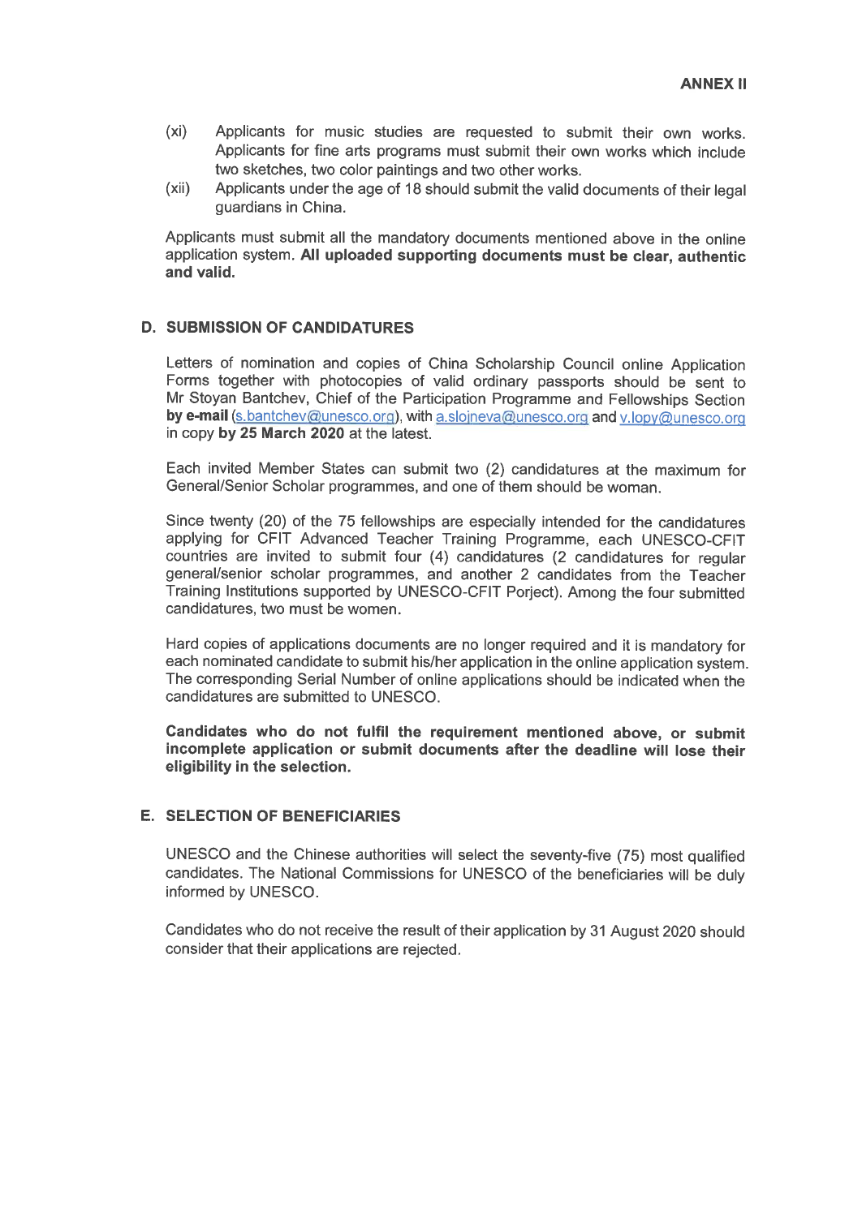**ANNEX II**

(xi) Applicants for music studies are requested to submit their own works. Applicants for fine arts programs must submit their own works which include two sketches, two color paintings and two other works.

(xii) Applicants under the age of 18 should submit the valid documents of their legal guardians in China.

Applicants must submit all the mandatory documents mentioned above in the online application system. **All uploaded supporting documents must be clear, authentic and valid.**

## D. SUBMISSION OF CANDIDATURES

Letters of nomination and copies of China Scholarship Council online Application Forms together with photocopies of valid ordinary passports should be sent to Mr Stoyan Bantchev, Chief of the Participation Programme and Fellowships Section **by e-mail** (s.bantchev@unesco.org), with a.slojneva@unesco.org and v.lopy@unesco.org in copy **by 25 March 2020** at the latest.

Each invited Member States can submit two (2) candidatures at the maximum for General/Senior Scholar programmes, and one of them should be woman.

Since twenty (20) of the 75 fellowships are especially intended for the candidatures applying for CFIT Advanced Teacher Training Programme, each UNESCO-CFIT countries are invited to submit four (4) candidatures (2 candidatures for regular general/senior scholar programmes, and another 2 candidates from the Teacher Training Institutions supported by UNESCO-CFIT Porject). Among the four submitted candidatures, two must be women.

Hard copies of applications documents are no longer required and it is mandatory for each nominated candidate to submit his/her application in the online application system. The corresponding Serial Number of online applications should be indicated when the candidatures are submitted to UNESCO.

**Candidates who do not fulfil the requirement mentioned above, or submit incomplete application or submit documents after the deadline will lose their eligibility in the selection.**

## E. SELECTION OF BENEFICIARIES

UNESCO and the Chinese authorities will select the seventy-five (75) most qualified candidates. The National Commissions for UNESCO of the beneficiaries will be duly informed by UNESCO.

Candidates who do not receive the result of their application by 31 August 2020 should consider that their applications are rejected.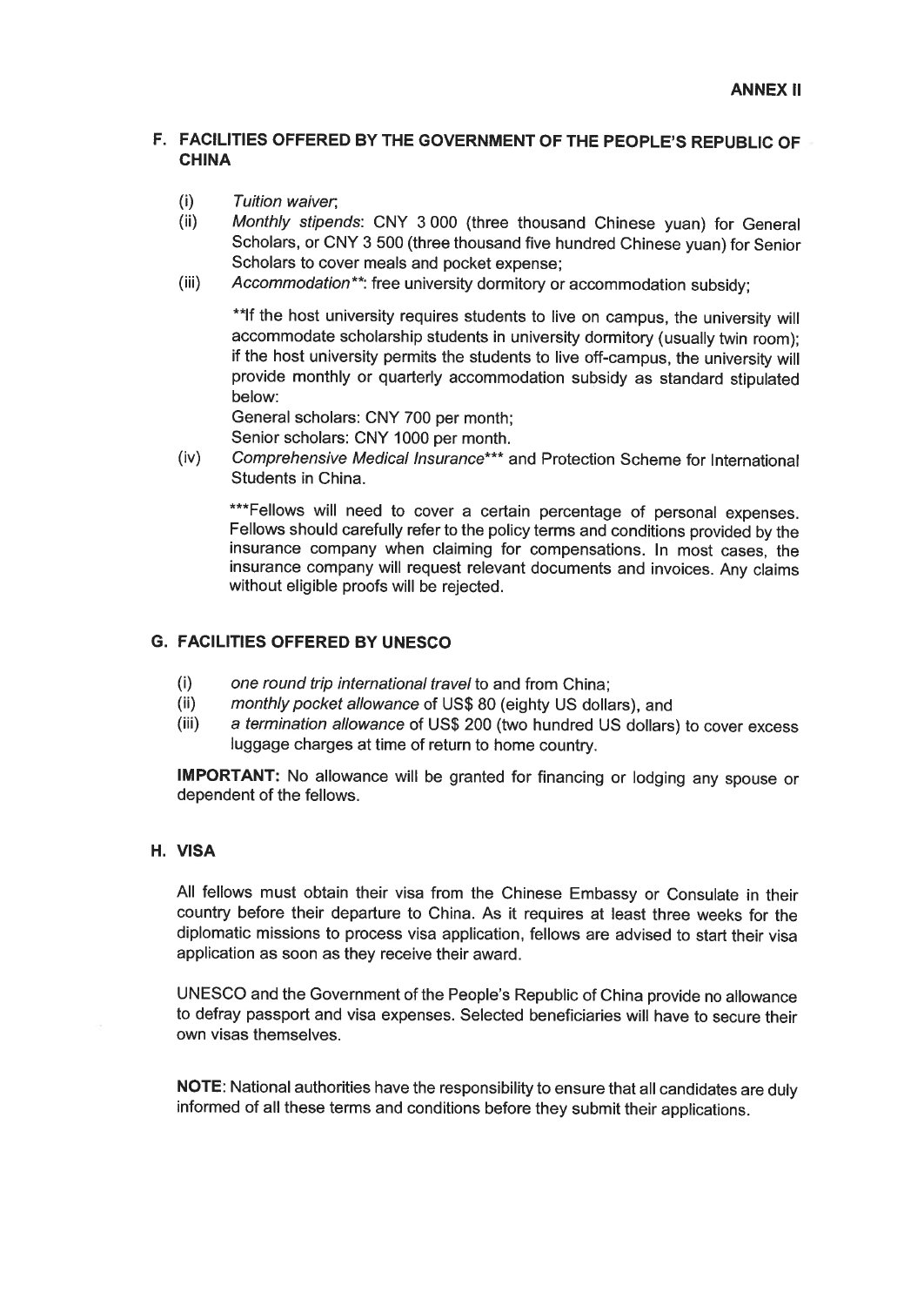**ANNEX II**

## F. FACILITIES OFFERED BY THE GOVERNMENT OF THE PEOPLE'S REPUBLIC OF CHINA

(i) *Tuition waiver*;

(ii) *Monthly stipends*: CNY 3 000 (three thousand Chinese yuan) for General Scholars, or CNY 3 500 (three thousand five hundred Chinese yuan) for Senior Scholars to cover meals and pocket expense;

(iii) *Accommodation*\*\*: free university dormitory or accommodation subsidy;

\*\*If the host university requires students to live on campus, the university will accommodate scholarship students in university dormitory (usually twin room); if the host university permits the students to live off-campus, the university will provide monthly or quarterly accommodation subsidy as standard stipulated below:
General scholars: CNY 700 per month;
Senior scholars: CNY 1000 per month.

(iv) *Comprehensive Medical Insurance*\*\*\* and Protection Scheme for International Students in China.

\*\*\*Fellows will need to cover a certain percentage of personal expenses. Fellows should carefully refer to the policy terms and conditions provided by the insurance company when claiming for compensations. In most cases, the insurance company will request relevant documents and invoices. Any claims without eligible proofs will be rejected.

## G. FACILITIES OFFERED BY UNESCO

(i) *one round trip international travel* to and from China;

(ii) *monthly pocket allowance* of US$ 80 (eighty US dollars), and

(iii) *a termination allowance* of US$ 200 (two hundred US dollars) to cover excess luggage charges at time of return to home country.

**IMPORTANT:** No allowance will be granted for financing or lodging any spouse or dependent of the fellows.

## H. VISA

All fellows must obtain their visa from the Chinese Embassy or Consulate in their country before their departure to China. As it requires at least three weeks for the diplomatic missions to process visa application, fellows are advised to start their visa application as soon as they receive their award.

UNESCO and the Government of the People's Republic of China provide no allowance to defray passport and visa expenses. Selected beneficiaries will have to secure their own visas themselves.

**NOTE**: National authorities have the responsibility to ensure that all candidates are duly informed of all these terms and conditions before they submit their applications.